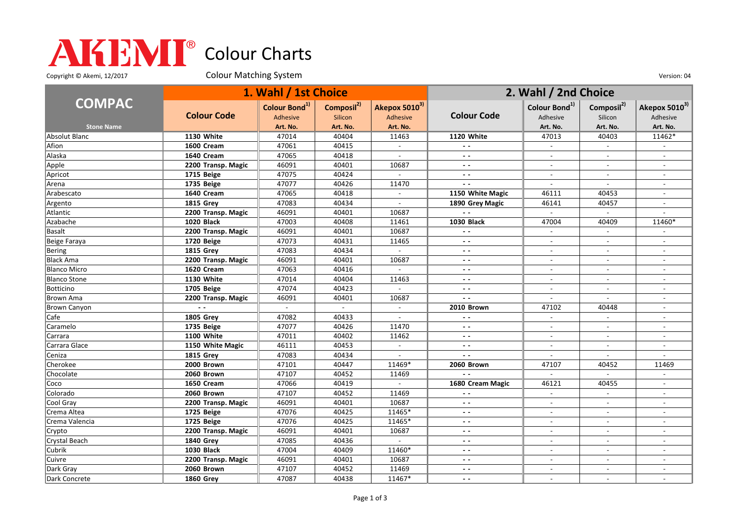# AKEMI® Colour Charts

Copyright © Akemi, 12/2017

Colour Matching System

Version: 04

| COMPAC | 1. Wahl / 1st Choice | | | | 2. Wahl / 2nd Choice | | | |
|---|---|---|---|---|---|---|---|---|
| | Colour Code | Colour Bond[1] Adhesive | Composil[2] Silicon | Akepox 5010[3] Adhesive | Colour Code | Colour Bond[1] Adhesive | Composil[2] Silicon | Akepox 5010[3] Adhesive |
| Stone Name | | Art. No. | Art. No. | Art. No. | | Art. No. | Art. No. | Art. No. |
| Absolut Blanc | **1130 White** | 47014 | 40404 | 11463 | **1120 White** | 47013 | 40403 | 11462* |
| Afion | **1600 Cream** | 47061 | 40415 | - | - - | - | - | - |
| Alaska | **1640 Cream** | 47065 | 40418 | - | - - | - | - | - |
| Apple | **2200 Transp. Magic** | 46091 | 40401 | 10687 | - - | - | - | - |
| Apricot | **1715 Beige** | 47075 | 40424 | - | - - | - | - | - |
| Arena | **1735 Beige** | 47077 | 40426 | 11470 | - - | - | - | - |
| Arabescato | **1640 Cream** | 47065 | 40418 | - | **1150 White Magic** | 46111 | 40453 | - |
| Argento | **1815 Grey** | 47083 | 40434 | - | **1890 Grey Magic** | 46141 | 40457 | - |
| Atlantic | **2200 Transp. Magic** | 46091 | 40401 | 10687 | - - | - | - | - |
| Azabache | **1020 Black** | 47003 | 40408 | 11461 | **1030 Black** | 47004 | 40409 | 11460* |
| Basalt | **2200 Transp. Magic** | 46091 | 40401 | 10687 | - - | - | - | - |
| Beige Faraya | **1720 Beige** | 47073 | 40431 | 11465 | - - | - | - | - |
| Bering | **1815 Grey** | 47083 | 40434 | - | - - | - | - | - |
| Black Ama | **2200 Transp. Magic** | 46091 | 40401 | 10687 | - - | - | - | - |
| Blanco Micro | **1620 Cream** | 47063 | 40416 | - | - - | - | - | - |
| Blanco Stone | **1130 White** | 47014 | 40404 | 11463 | - - | - | - | - |
| Botticino | **1705 Beige** | 47074 | 40423 | - | - - | - | - | - |
| Brown Ama | **2200 Transp. Magic** | 46091 | 40401 | 10687 | - - | - | - | - |
| Brown Canyon | - - | - | - | - | **2010 Brown** | 47102 | 40448 | - |
| Cafe | **1805 Grey** | 47082 | 40433 | - | - - | - | - | - |
| Caramelo | **1735 Beige** | 47077 | 40426 | 11470 | - - | - | - | - |
| Carrara | **1100 White** | 47011 | 40402 | 11462 | - - | - | - | - |
| Carrara Glace | **1150 White Magic** | 46111 | 40453 | - | - - | - | - | - |
| Ceniza | **1815 Grey** | 47083 | 40434 | - | - - | - | - | - |
| Cherokee | **2000 Brown** | 47101 | 40447 | 11469* | **2060 Brown** | 47107 | 40452 | 11469 |
| Chocolate | **2060 Brown** | 47107 | 40452 | 11469 | - - | - | - | - |
| Coco | **1650 Cream** | 47066 | 40419 | - | **1680 Cream Magic** | 46121 | 40455 | - |
| Colorado | **2060 Brown** | 47107 | 40452 | 11469 | - - | - | - | - |
| Cool Gray | **2200 Transp. Magic** | 46091 | 40401 | 10687 | - - | - | - | - |
| Crema Altea | **1725 Beige** | 47076 | 40425 | 11465* | - - | - | - | - |
| Crema Valencia | **1725 Beige** | 47076 | 40425 | 11465* | - - | - | - | - |
| Crypto | **2200 Transp. Magic** | 46091 | 40401 | 10687 | - - | - | - | - |
| Crystal Beach | **1840 Grey** | 47085 | 40436 | - | - - | - | - | - |
| Cubrik | **1030 Black** | 47004 | 40409 | 11460* | - - | - | - | - |
| Cuivre | **2200 Transp. Magic** | 46091 | 40401 | 10687 | - - | - | - | - |
| Dark Gray | **2060 Brown** | 47107 | 40452 | 11469 | - - | - | - | - |
| Dark Concrete | **1860 Grey** | 47087 | 40438 | 11467* | - - | - | - | - |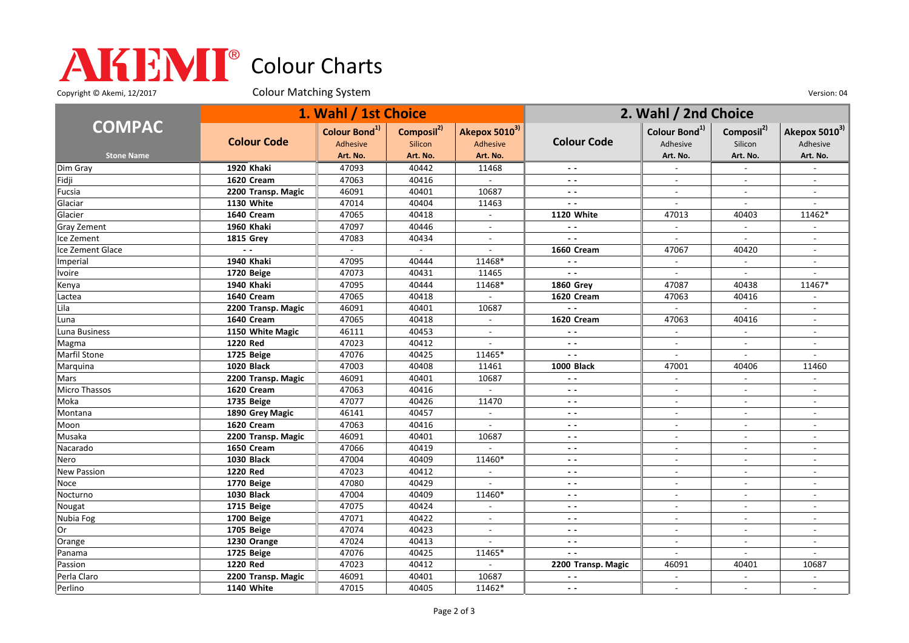# AKEMI® Colour Charts

Copyright © Akemi, 12/2017

Colour Matching System

Version: 04

| COMPAC | 1. Wahl / 1st Choice | | | | 2. Wahl / 2nd Choice | | | |
|---|---|---|---|---|---|---|---|---|
| | Colour Code | Colour Bond[1) ] Adhesive | Composil[2)] Silicon | Akepox 5010[3)] Adhesive | Colour Code | Colour Bond[1)] Adhesive | Composil[2)] Silicon | Akepox 5010[3)] Adhesive |
| Stone Name | | Art. No. | Art. No. | Art. No. | | Art. No. | Art. No. | Art. No. |
| Dim Gray | **1920 Khaki** | 47093 | 40442 | 11468 | - - | - | - | - |
| Fidji | **1620 Cream** | 47063 | 40416 | - | - - | - | - | - |
| Fucsia | **2200 Transp. Magic** | 46091 | 40401 | 10687 | - - | - | - | - |
| Glaciar | **1130 White** | 47014 | 40404 | 11463 | - - | - | - | - |
| Glacier | **1640 Cream** | 47065 | 40418 | - | **1120 White** | 47013 | 40403 | 11462* |
| Gray Zement | **1960 Khaki** | 47097 | 40446 | - | - - | - | - | - |
| Ice Zement | **1815 Grey** | 47083 | 40434 | - | - - | - | - | - |
| Ice Zement Glace | - - | - | - | - | **1660 Cream** | 47067 | 40420 | - |
| Imperial | **1940 Khaki** | 47095 | 40444 | 11468* | - - | - | - | - |
| Ivoire | **1720 Beige** | 47073 | 40431 | 11465 | - - | - | - | - |
| Kenya | **1940 Khaki** | 47095 | 40444 | 11468* | **1860 Grey** | 47087 | 40438 | 11467* |
| Lactea | **1640 Cream** | 47065 | 40418 | - | **1620 Cream** | 47063 | 40416 | - |
| Lila | **2200 Transp. Magic** | 46091 | 40401 | 10687 | - - | - | - | - |
| Luna | **1640 Cream** | 47065 | 40418 | - | **1620 Cream** | 47063 | 40416 | - |
| Luna Business | **1150 White Magic** | 46111 | 40453 | - | - - | - | - | - |
| Magma | **1220 Red** | 47023 | 40412 | - | - - | - | - | - |
| Marfil Stone | **1725 Beige** | 47076 | 40425 | 11465* | - - | - | - | - |
| Marquina | **1020 Black** | 47003 | 40408 | 11461 | **1000 Black** | 47001 | 40406 | 11460 |
| Mars | **2200 Transp. Magic** | 46091 | 40401 | 10687 | - - | - | - | - |
| Micro Thassos | **1620 Cream** | 47063 | 40416 | - | - - | - | - | - |
| Moka | **1735 Beige** | 47077 | 40426 | 11470 | - - | - | - | - |
| Montana | **1890 Grey Magic** | 46141 | 40457 | - | - - | - | - | - |
| Moon | **1620 Cream** | 47063 | 40416 | - | - - | - | - | - |
| Musaka | **2200 Transp. Magic** | 46091 | 40401 | 10687 | - - | - | - | - |
| Nacarado | **1650 Cream** | 47066 | 40419 | - | - - | - | - | - |
| Nero | **1030 Black** | 47004 | 40409 | 11460* | - - | - | - | - |
| New Passion | **1220 Red** | 47023 | 40412 | - | - - | - | - | - |
| Noce | **1770 Beige** | 47080 | 40429 | - | - - | - | - | - |
| Nocturno | **1030 Black** | 47004 | 40409 | 11460* | - - | - | - | - |
| Nougat | **1715 Beige** | 47075 | 40424 | - | - - | - | - | - |
| Nubia Fog | **1700 Beige** | 47071 | 40422 | - | - - | - | - | - |
| Or | **1705 Beige** | 47074 | 40423 | - | - - | - | - | - |
| Orange | **1230 Orange** | 47024 | 40413 | - | - - | - | - | - |
| Panama | **1725 Beige** | 47076 | 40425 | 11465* | - - | - | - | - |
| Passion | **1220 Red** | 47023 | 40412 | - | **2200 Transp. Magic** | 46091 | 40401 | 10687 |
| Perla Claro | **2200 Transp. Magic** | 46091 | 40401 | 10687 | - - | - | - | - |
| Perlino | **1140 White** | 47015 | 40405 | 11462* | - - | - | - | - |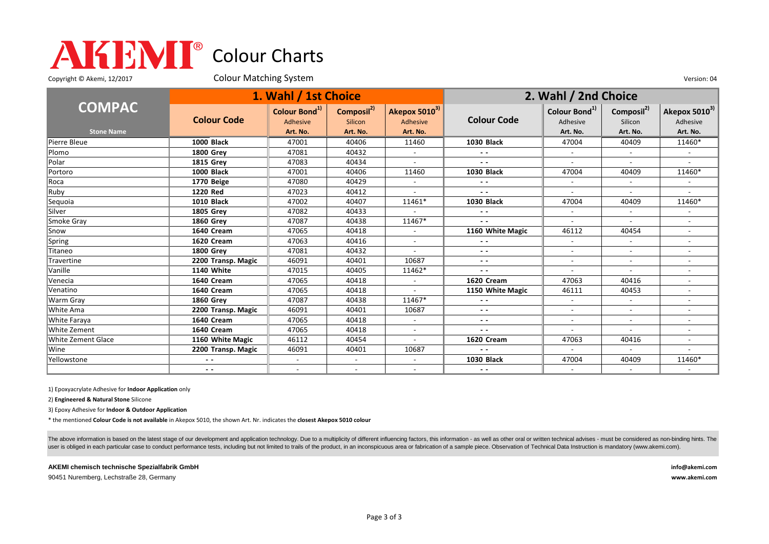# AKEMI® Colour Charts

Copyright © Akemi, 12/2017

Colour Matching System

Version: 04

| COMPAC | 1. Wahl / 1st Choice | | | | 2. Wahl / 2nd Choice | | | |
|---|---|---|---|---|---|---|---|---|
| Stone Name | Colour Code | Colour Bond[1] Adhesive Art. No. | Composil[2] Silicon Art. No. | Akepox 5010[3] Adhesive Art. No. | Colour Code | Colour Bond[1] Adhesive Art. No. | Composil[2] Silicon Art. No. | Akepox 5010[3] Adhesive Art. No. |
| Pierre Bleue | **1000 Black** | 47001 | 40406 | 11460 | **1030 Black** | 47004 | 40409 | 11460* |
| Plomo | **1800 Grey** | 47081 | 40432 | - | - - | - | - | - |
| Polar | **1815 Grey** | 47083 | 40434 | - | - - | - | - | - |
| Portoro | **1000 Black** | 47001 | 40406 | 11460 | **1030 Black** | 47004 | 40409 | 11460* |
| Roca | **1770 Beige** | 47080 | 40429 | - | - - | - | - | - |
| Ruby | **1220 Red** | 47023 | 40412 | - | - - | - | - | - |
| Sequoia | **1010 Black** | 47002 | 40407 | 11461* | **1030 Black** | 47004 | 40409 | 11460* |
| Silver | **1805 Grey** | 47082 | 40433 | - | - - | - | - | - |
| Smoke Gray | **1860 Grey** | 47087 | 40438 | 11467* | - - | - | - | - |
| Snow | **1640 Cream** | 47065 | 40418 | - | **1160 White Magic** | 46112 | 40454 | - |
| Spring | **1620 Cream** | 47063 | 40416 | - | - - | - | - | - |
| Titaneo | **1800 Grey** | 47081 | 40432 | - | - - | - | - | - |
| Travertine | **2200 Transp. Magic** | 46091 | 40401 | 10687 | - - | - | - | - |
| Vanille | **1140 White** | 47015 | 40405 | 11462* | - - | - | - | - |
| Venecia | **1640 Cream** | 47065 | 40418 | - | **1620 Cream** | 47063 | 40416 | - |
| Venatino | **1640 Cream** | 47065 | 40418 | - | **1150 White Magic** | 46111 | 40453 | - |
| Warm Gray | **1860 Grey** | 47087 | 40438 | 11467* | - - | - | - | - |
| White Ama | **2200 Transp. Magic** | 46091 | 40401 | 10687 | - - | - | - | - |
| White Faraya | **1640 Cream** | 47065 | 40418 | - | - - | - | - | - |
| White Zement | **1640 Cream** | 47065 | 40418 | - | - - | - | - | - |
| White Zement Glace | **1160 White Magic** | 46112 | 40454 | - | **1620 Cream** | 47063 | 40416 | - |
| Wine | **2200 Transp. Magic** | 46091 | 40401 | 10687 | - - | - | - | - |
| Yellowstone | - - | - | - | - | **1030 Black** | 47004 | 40409 | 11460* |
| | - - | - | - | - | - - | - | - | - |

1) Epoxyacrylate Adhesive for **Indoor Application** only

2) **Engineered & Natural Stone** Silicone

3) Epoxy Adhesive for **Indoor & Outdoor Application**

* the mentioned **Colour Code is not available** in Akepox 5010, the shown Art. Nr. indicates the **closest Akepox 5010 colour**

The above information is based on the latest stage of our development and application technology. Due to a multiplicity of different influencing factors, this information - as well as other oral or written technical advises - must be considered as non-binding hints. The user is obliged in each particular case to conduct performance tests, including but not limited to trails of the product, in an inconspicuous area or fabrication of a sample piece. Observation of Technical Data Instruction is mandatory (www.akemi.com).

**AKEMI chemisch technische Spezialfabrik GmbH**

90451 Nuremberg, Lechstraße 28, Germany

**info@akemi.com**

**www.akemi.com**